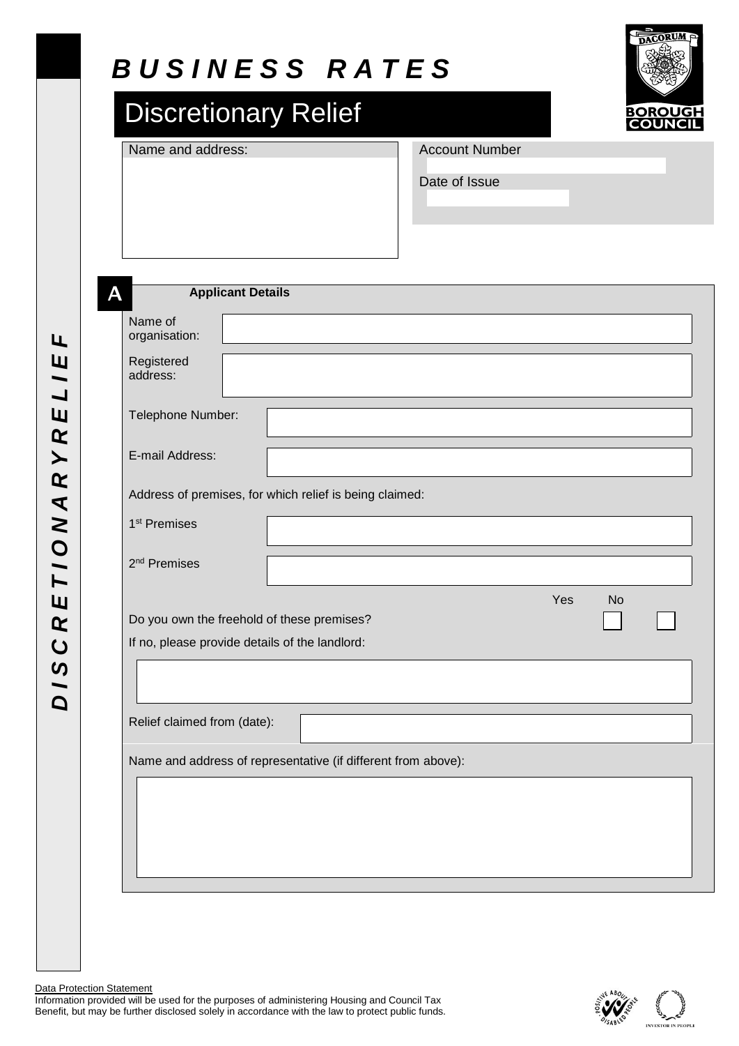# BUSINESS RATES

## Discretionary Relief

DISCRETIONARY RELIEF

Name and address:

Account Number

Date of Issue

### A Applicant Details

Name of organisation:

Registered address:

Telephone Number:

E-mail Address:

Address of premises, for which relief is being claimed:

1st Premises

2nd Premises

| | Yes | No |
|---|---|---|
| Do you own the freehold of these premises? | ☐ | ☐ |

If no, please provide details of the landlord:

Relief claimed from (date):

Name and address of representative (if different from above):

Data Protection Statement
Information provided will be used for the purposes of administering Housing and Council Tax Benefit, but may be further disclosed solely in accordance with the law to protect public funds.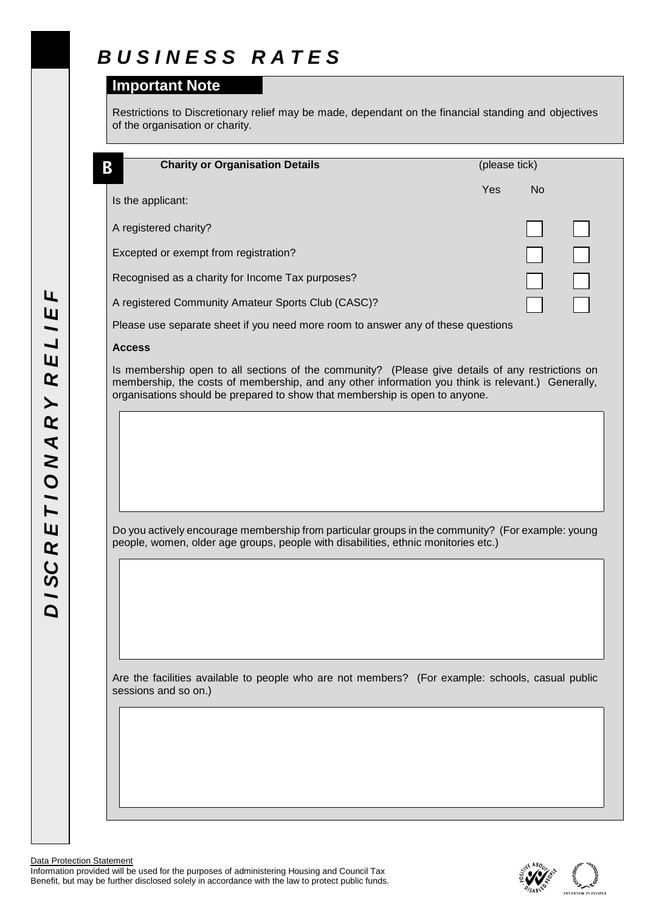# BUSINESS RATES

DISCRETIONARY RELIEF

## Important Note

Restrictions to Discretionary relief may be made, dependant on the financial standing and objectives of the organisation or charity.

## B Charity or Organisation Details

(please tick)

| Is the applicant: | Yes | No |
|---|---|---|
| A registered charity? | ☐ | ☐ |
| Excepted or exempt from registration? | ☐ | ☐ |
| Recognised as a charity for Income Tax purposes? | ☐ | ☐ |
| A registered Community Amateur Sports Club (CASC)? | ☐ | ☐ |

Please use separate sheet if you need more room to answer any of these questions

**Access**

Is membership open to all sections of the community? (Please give details of any restrictions on membership, the costs of membership, and any other information you think is relevant.) Generally, organisations should be prepared to show that membership is open to anyone.

Do you actively encourage membership from particular groups in the community? (For example: young people, women, older age groups, people with disabilities, ethnic monitories etc.)

Are the facilities available to people who are not members? (For example: schools, casual public sessions and so on.)

Data Protection Statement
Information provided will be used for the purposes of administering Housing and Council Tax Benefit, but may be further disclosed solely in accordance with the law to protect public funds.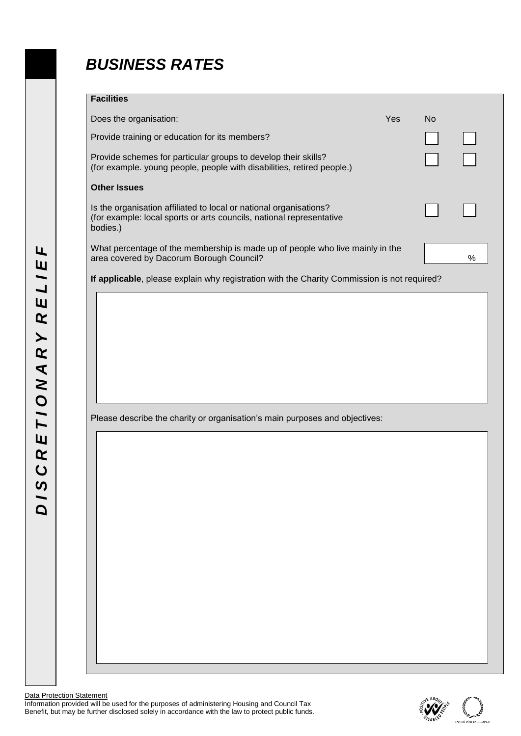# *BUSINESS RATES*

**Facilities**

| Does the organisation: | Yes | No |
| --- | --- | --- |
| Provide training or education for its members? | ☐ | ☐ |
| Provide schemes for particular groups to develop their skills? (for example. young people, people with disabilities, retired people.) | ☐ | ☐ |

**Other Issues**

| | Yes | No |
| --- | --- | --- |
| Is the organisation affiliated to local or national organisations? (for example: local sports or arts councils, national representative bodies.) | ☐ | ☐ |

What percentage of the membership is made up of people who live mainly in the area covered by Dacorum Borough Council? ______ %

**If applicable**, please explain why registration with the Charity Commission is not required?

&nbsp;

Please describe the charity or organisation's main purposes and objectives:

&nbsp;

*DISCRETIONARY RELIEF*

Data Protection Statement
Information provided will be used for the purposes of administering Housing and Council Tax Benefit, but may be further disclosed solely in accordance with the law to protect public funds.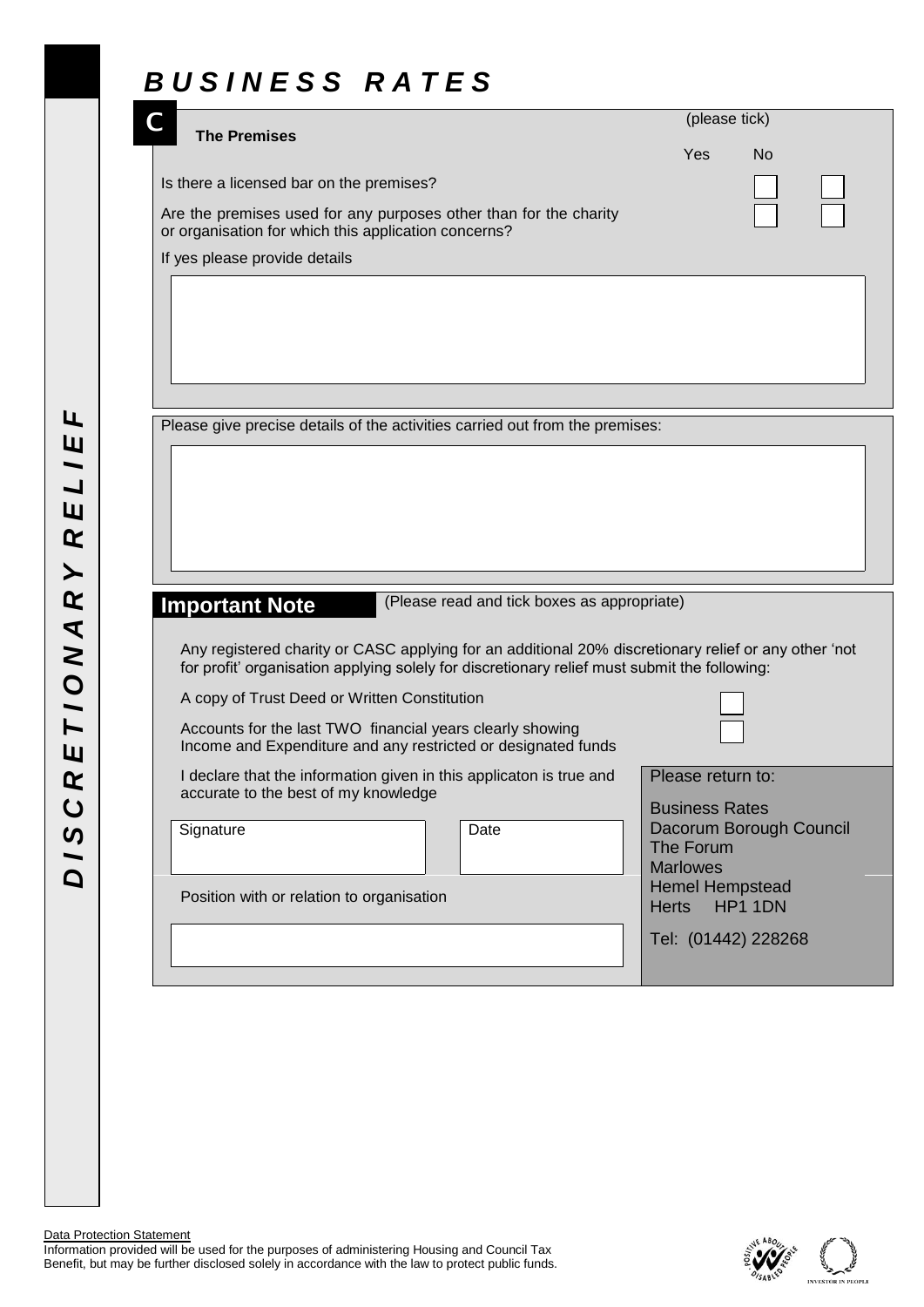# BUSINESS RATES

DISCRETIONARY RELIEF

## C The Premises

| | (please tick) Yes | No |
|---|---|---|
| Is there a licensed bar on the premises? | ☐ | ☐ |
| Are the premises used for any purposes other than for the charity or organisation for which this application concerns? | ☐ | ☐ |

If yes please provide details

Please give precise details of the activities carried out from the premises:

## Important Note

(Please read and tick boxes as appropriate)

Any registered charity or CASC applying for an additional 20% discretionary relief or any other 'not for profit' organisation applying solely for discretionary relief must submit the following:

- A copy of Trust Deed or Written Constitution ☐
- Accounts for the last TWO financial years clearly showing Income and Expenditure and any restricted or designated funds ☐

I declare that the information given in this applicaton is true and accurate to the best of my knowledge

Signature

Date

Position with or relation to organisation

Please return to:

Business Rates
Dacorum Borough Council
The Forum
Marlowes
Hemel Hempstead
Herts HP1 1DN

Tel: (01442) 228268

Data Protection Statement
Information provided will be used for the purposes of administering Housing and Council Tax Benefit, but may be further disclosed solely in accordance with the law to protect public funds.